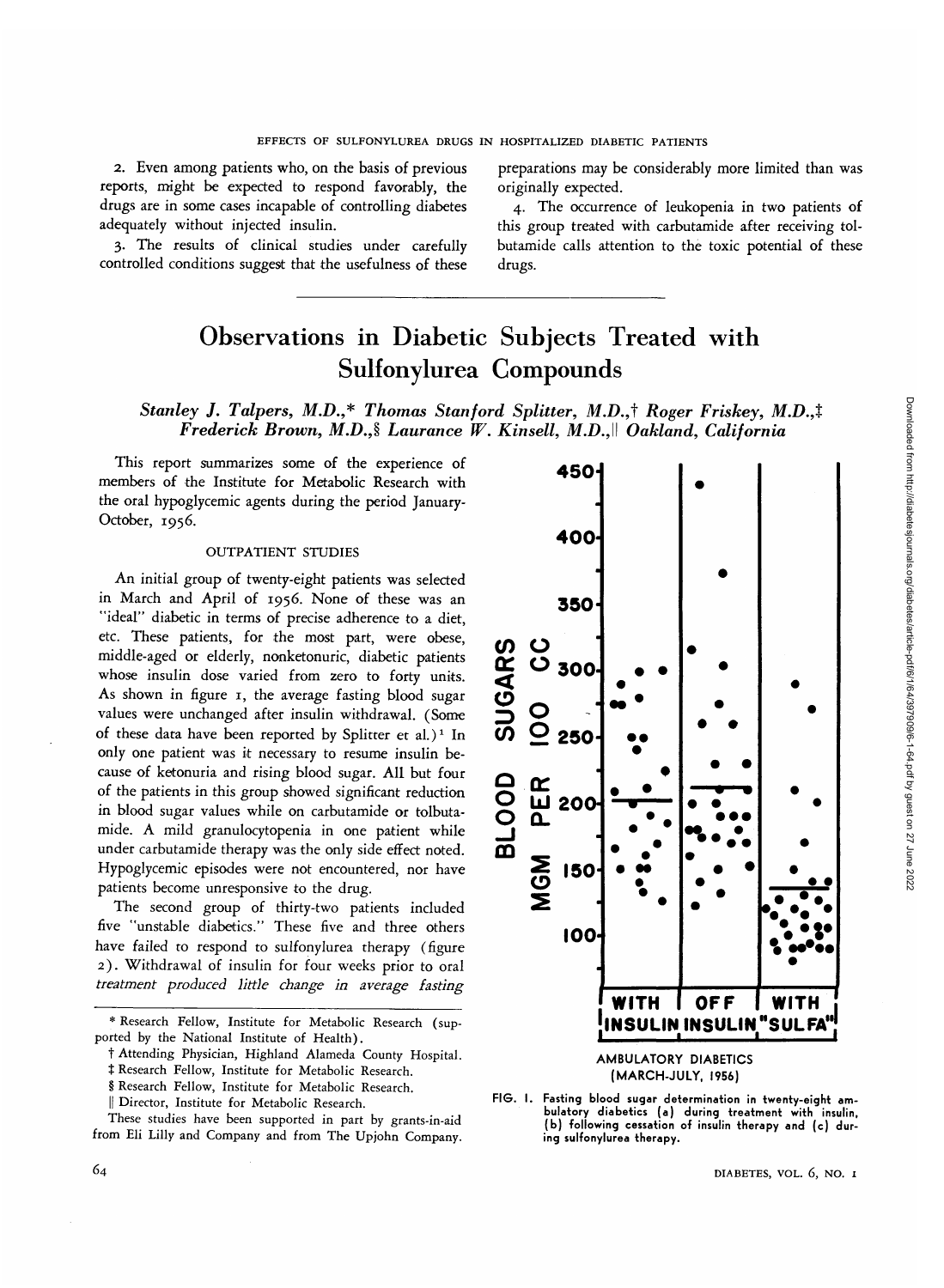2. Even among patients who, on the basis of previous reports, might be expected to respond favorably, the drugs are in some cases incapable of controlling diabetes adequately without injected insulin.

3. The results of clinical studies under carefully controlled conditions suggest that the usefulness of these preparations may be considerably more limited than was originally expected.

4. The occurrence of leukopenia in two patients of this group treated with carbutamide after receiving tolbutamide calls attention to the toxic potential of these drugs.

# Observations in Diabetic Subjects Treated with Sulfonylurea Compounds

*Stanley J. Talpers, M.D.,\* Thomas Stanford Splitter, M.D.,† Roger Friskey, M.D.,‡ Frederick Brown, M.D.,§ Laurance W. Kinsell, M.D.,‖ Oakland, California*

This report summarizes some of the experience of members of the Institute for Metabolic Research with the oral hypoglycemic agents during the period January-October, 1956.

## OUTPATIENT STUDIES

An initial group of twenty-eight patients was selected in March and April of 1956. None of these was an "ideal" diabetic in terms of precise adherence to a diet, etc. These patients, for the most part, were obese, middle-aged or elderly, nonketonuric, diabetic patients whose insulin dose varied from zero to forty units. As shown in figure 1, the average fasting blood sugar values were unchanged after insulin withdrawal. (Some of these data have been reported by Splitter et al.)[1] In only one patient was it necessary to resume insulin because of ketonuria and rising blood sugar. All but four of the patients in this group showed significant reduction in blood sugar values while on carbutamide or tolbutamide. A mild granulocytopenia in one patient while under carbutamide therapy was the only side effect noted. Hypoglycemic episodes were not encountered, nor have patients become unresponsive to the drug.

The second group of thirty-two patients included five "unstable diabetics." These five and three others have failed to respond to sulfonylurea therapy (figure 2). Withdrawal of insulin for four weeks prior to oral *treatment produced little change in average fasting*

AMBULATORY DIABETICS (MARCH-JULY, 1956)

FIG. 1. Fasting blood sugar determination in twenty-eight ambulatory diabetics (a) during treatment with insulin, (b) following cessation of insulin therapy and (c) during sulfonylurea therapy.

\* Research Fellow, Institute for Metabolic Research (supported by the National Institute of Health).

† Attending Physician, Highland Alameda County Hospital.

‡ Research Fellow, Institute for Metabolic Research.

§ Research Fellow, Institute for Metabolic Research.

‖ Director, Institute for Metabolic Research.

These studies have been supported in part by grants-in-aid from Eli Lilly and Company and from The Upjohn Company.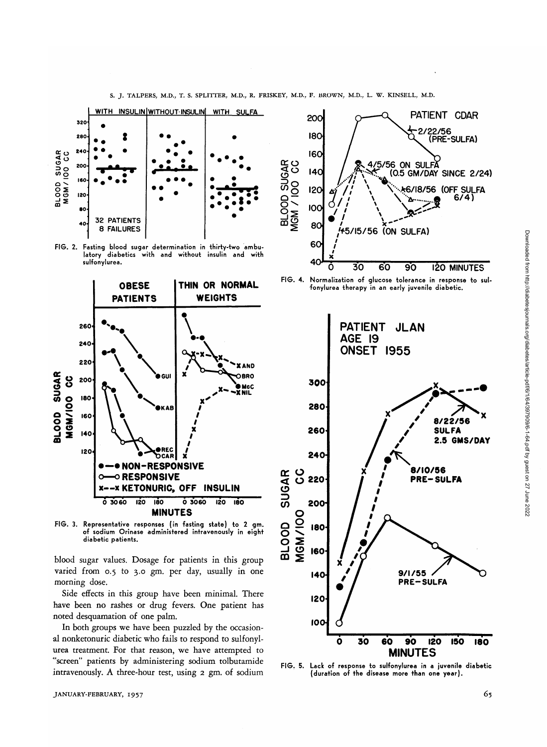FIG. 2. Fasting blood sugar determination in thirty-two ambulatory diabetics with and without insulin and with sulfonylurea.

FIG. 3. Representative responses (in fasting state) to 2 gm. of sodium Orinase administered intravenously in eight diabetic patients.

blood sugar values. Dosage for patients in this group varied from 0.5 to 3.0 gm. per day, usually in one morning dose.

Side effects in this group have been minimal. There have been no rashes or drug fevers. One patient has noted desquamation of one palm.

In both groups we have been puzzled by the occasional nonketonuric diabetic who fails to respond to sulfonylurea treatment. For that reason, we have attempted to "screen" patients by administering sodium tolbutamide intravenously. A three-hour test, using 2 gm. of sodium

FIG. 4. Normalization of glucose tolerance in response to sulfonylurea therapy in an early juvenile diabetic.

FIG. 5. Lack of response to sulfonylurea in a juvenile diabetic (duration of the disease more than one year).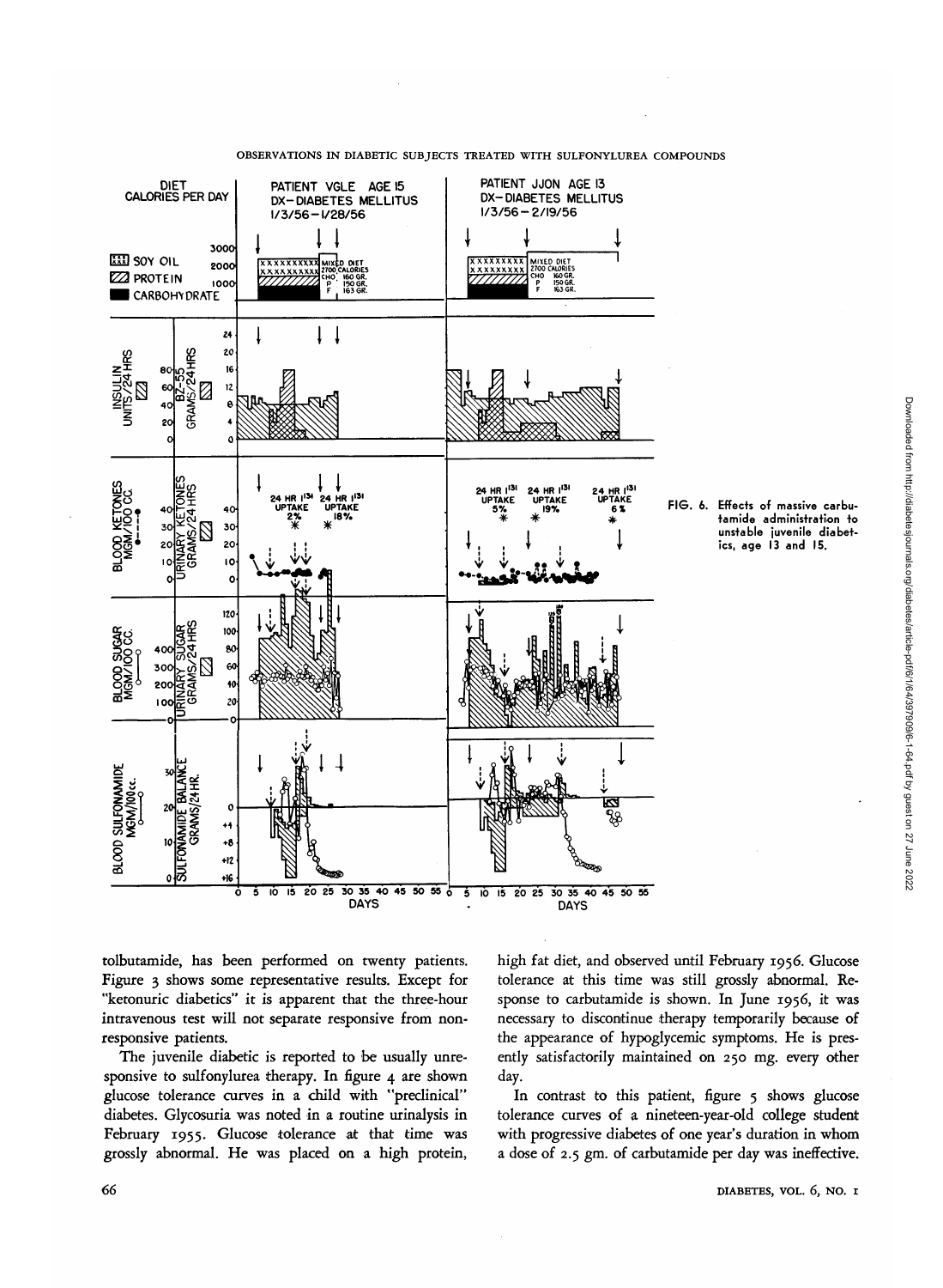FIG. 6. Effects of massive carbutamide administration to unstable juvenile diabetics, age 13 and 15.

tolbutamide, has been performed on twenty patients. Figure 3 shows some representative results. Except for "ketonuric diabetics" it is apparent that the three-hour intravenous test will not separate responsive from nonresponsive patients.

The juvenile diabetic is reported to be usually unresponsive to sulfonylurea therapy. In figure 4 are shown glucose tolerance curves in a child with "preclinical" diabetes. Glycosuria was noted in a routine urinalysis in February 1955. Glucose tolerance at that time was grossly abnormal. He was placed on a high protein, high fat diet, and observed until February 1956. Glucose tolerance at this time was still grossly abnormal. Response to carbutamide is shown. In June 1956, it was necessary to discontinue therapy temporarily because of the appearance of hypoglycemic symptoms. He is presently satisfactorily maintained on 250 mg. every other day.

In contrast to this patient, figure 5 shows glucose tolerance curves of a nineteen-year-old college student with progressive diabetes of one year's duration in whom a dose of 2.5 gm. of carbutamide per day was ineffective.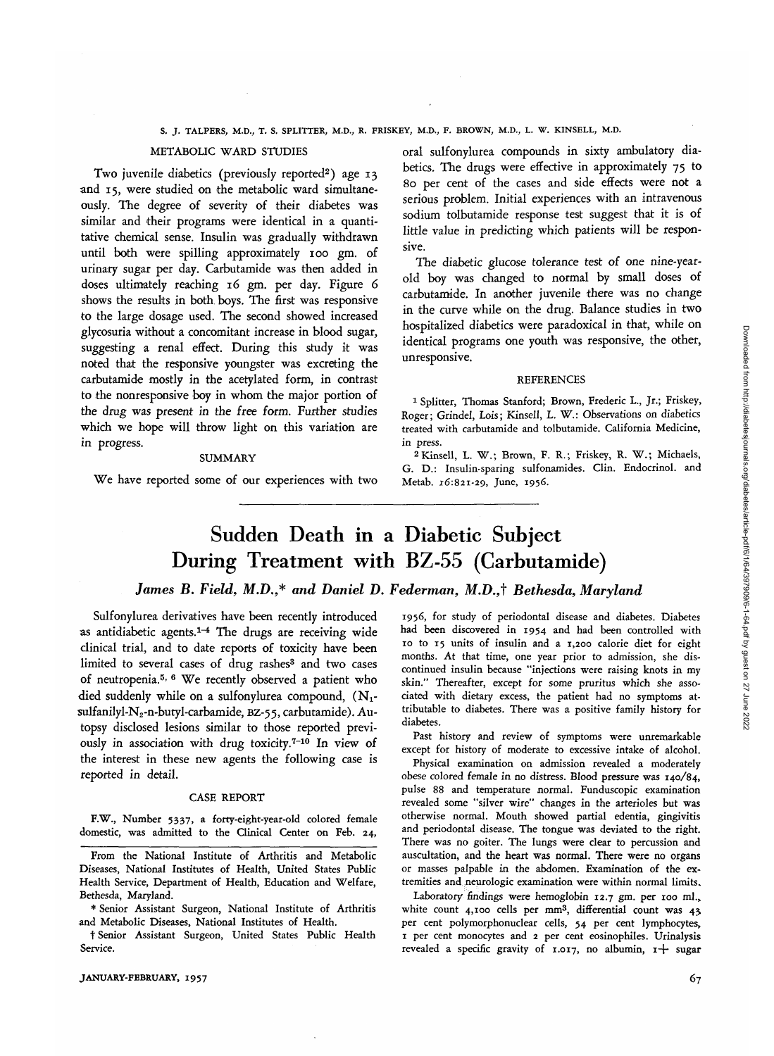S. J. TALPERS, M.D., T. S. SPLITTER, M.D., R. FRISKEY, M.D., F. BROWN, M.D., L. W. KINSELL, M.D.

## METABOLIC WARD STUDIES

Two juvenile diabetics (previously reported[2]) age 13 and 15, were studied on the metabolic ward simultaneously. The degree of severity of their diabetes was similar and their programs were identical in a quantitative chemical sense. Insulin was gradually withdrawn until both were spilling approximately 100 gm. of urinary sugar per day. Carbutamide was then added in doses ultimately reaching 16 gm. per day. Figure 6 shows the results in both boys. The first was responsive to the large dosage used. The second showed increased glycosuria without a concomitant increase in blood sugar, suggesting a renal effect. During this study it was noted that the responsive youngster was excreting the carbutamide mostly in the acetylated form, in contrast to the nonresponsive boy in whom the major portion of the drug was present in the free form. Further studies which we hope will throw light on this variation are in progress.

## SUMMARY

We have reported some of our experiences with two oral sulfonylurea compounds in sixty ambulatory diabetics. The drugs were effective in approximately 75 to 80 per cent of the cases and side effects were not a serious problem. Initial experiences with an intravenous sodium tolbutamide response test suggest that it is of little value in predicting which patients will be responsive.

The diabetic glucose tolerance test of one nine-year-old boy was changed to normal by small doses of carbutamide. In another juvenile there was no change in the curve while on the drug. Balance studies in two hospitalized diabetics were paradoxical in that, while on identical programs one youth was responsive, the other, unresponsive.

## REFERENCES

[1] Splitter, Thomas Stanford; Brown, Frederic L., Jr.; Friskey, Roger; Grindel, Lois; Kinsell, L. W.: Observations on diabetics treated with carbutamide and tolbutamide. California Medicine, in press.

[2] Kinsell, L. W.; Brown, F. R.; Friskey, R. W.; Michaels, G. D.: Insulin-sparing sulfonamides. Clin. Endocrinol. and Metab. *16*:821-29, June, 1956.

# Sudden Death in a Diabetic Subject During Treatment with BZ-55 (Carbutamide)

*James B. Field, M.D.,\* and Daniel D. Federman, M.D.,† Bethesda, Maryland*

Sulfonylurea derivatives have been recently introduced as antidiabetic agents.[1-4] The drugs are receiving wide clinical trial, and to date reports of toxicity have been limited to several cases of drug rashes[3] and two cases of neutropenia.[5, 6] We recently observed a patient who died suddenly while on a sulfonylurea compound, ($N_1$-sulfanilyl-$N_2$-n-butyl-carbamide, BZ-55, carbutamide). Autopsy disclosed lesions similar to those reported previously in association with drug toxicity.[7-10] In view of the interest in these new agents the following case is reported in detail.

## CASE REPORT

F.W., Number 5337, a forty-eight-year-old colored female domestic, was admitted to the Clinical Center on Feb. 24, 1956, for study of periodontal disease and diabetes. Diabetes had been discovered in 1954 and had been controlled with 10 to 15 units of insulin and a 1,200 calorie diet for eight months. At that time, one year prior to admission, she discontinued insulin because "injections were raising knots in my skin." Thereafter, except for some pruritus which she associated with dietary excess, the patient had no symptoms attributable to diabetes. There was a positive family history for diabetes.

Past history and review of symptoms were unremarkable except for history of moderate to excessive intake of alcohol.

Physical examination on admission revealed a moderately obese colored female in no distress. Blood pressure was 140/84, pulse 88 and temperature normal. Funduscopic examination revealed some "silver wire" changes in the arterioles but was otherwise normal. Mouth showed partial edentia, gingivitis and periodontal disease. The tongue was deviated to the right. There was no goiter. The lungs were clear to percussion and auscultation, and the heart was normal. There were no organs or masses palpable in the abdomen. Examination of the extremities and neurologic examination were within normal limits.

Laboratory findings were hemoglobin 12.7 gm. per 100 ml., white count 4,100 cells per $mm^3$, differential count was 43 per cent polymorphonuclear cells, 54 per cent lymphocytes, 1 per cent monocytes and 2 per cent eosinophiles. Urinalysis revealed a specific gravity of 1.017, no albumin, 1+ sugar

From the National Institute of Arthritis and Metabolic Diseases, National Institutes of Health, United States Public Health Service, Department of Health, Education and Welfare, Bethesda, Maryland.

\* Senior Assistant Surgeon, National Institute of Arthritis and Metabolic Diseases, National Institutes of Health.

† Senior Assistant Surgeon, United States Public Health Service.